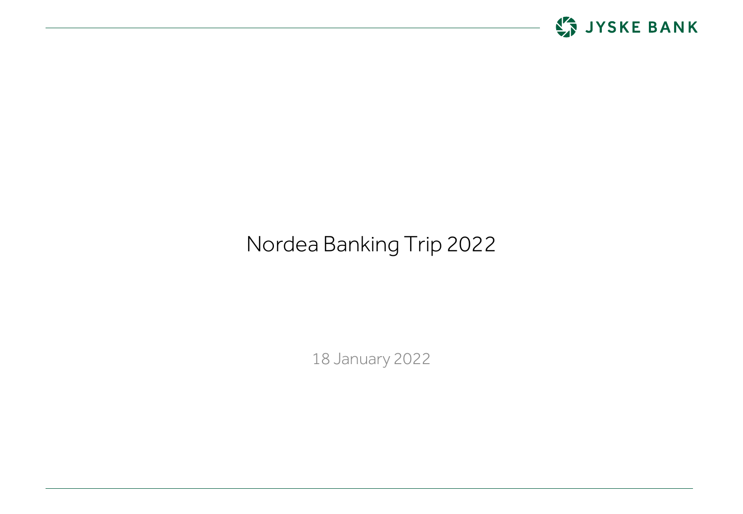# Nordea Banking Trip 2022

18 January 2022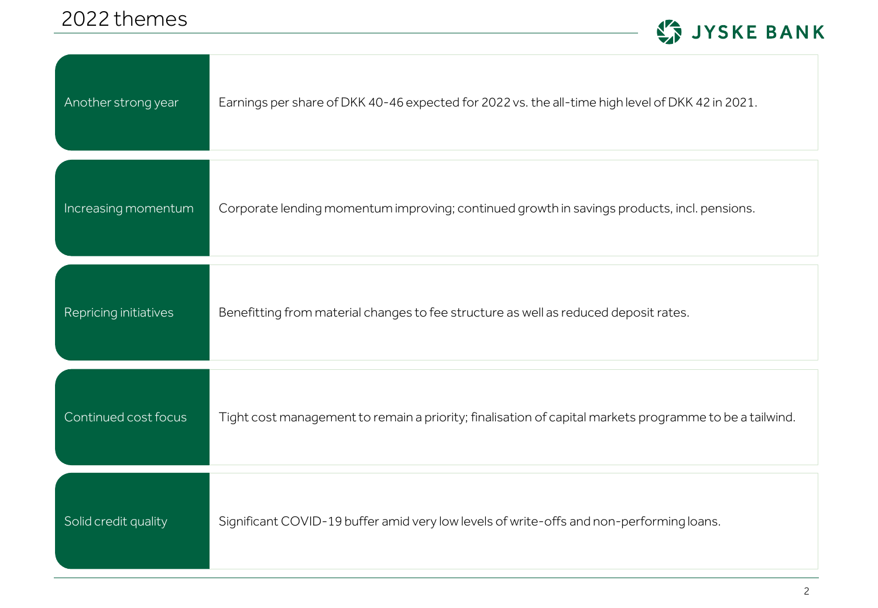# 2022 themes

| | |
|---|---|
| Another strong year | Earnings per share of DKK 40-46 expected for 2022 vs. the all-time high level of DKK 42 in 2021. |
| Increasing momentum | Corporate lending momentum improving; continued growth in savings products, incl. pensions. |
| Repricing initiatives | Benefitting from material changes to fee structure as well as reduced deposit rates. |
| Continued cost focus | Tight cost management to remain a priority; finalisation of capital markets programme to be a tailwind. |
| Solid credit quality | Significant COVID-19 buffer amid very low levels of write-offs and non-performing loans. |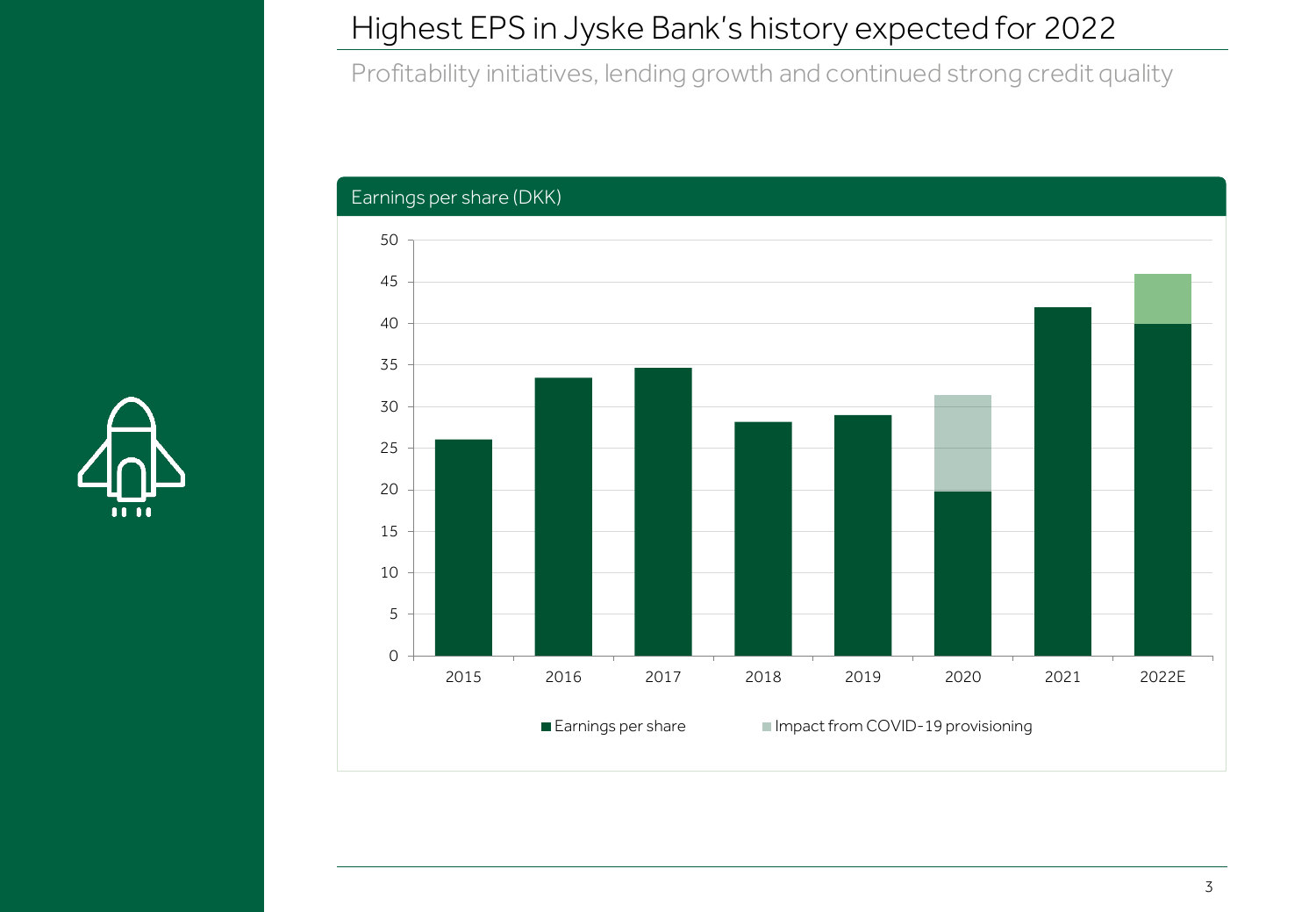# Highest EPS in Jyske Bank's history expected for 2022

Profitability initiatives, lending growth and continued strong credit quality

**Earnings per share (DKK)**

| Year | Earnings per share | Impact from COVID-19 provisioning |
|---|---|---|
| 2015 | 26 | |
| 2016 | 33.5 | |
| 2017 | 34.7 | |
| 2018 | 28.1 | |
| 2019 | 28.9 | |
| 2020 | 19.9 | 11.5 |
| 2021 | 41.9 | |
| 2022E | 40 | 6 |

■ Earnings per share ■ Impact from COVID-19 provisioning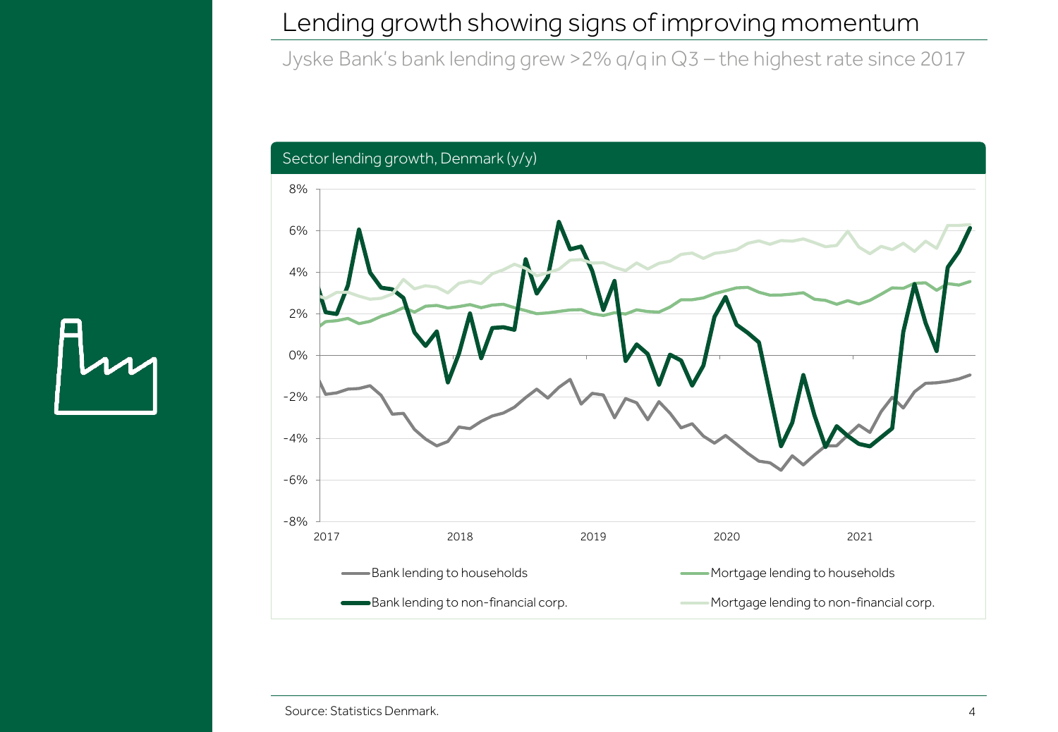# Lending growth showing signs of improving momentum

Jyske Bank's bank lending grew >2% q/q in Q3 – the highest rate since 2017

Sector lending growth, Denmark (y/y)

Source: Statistics Denmark.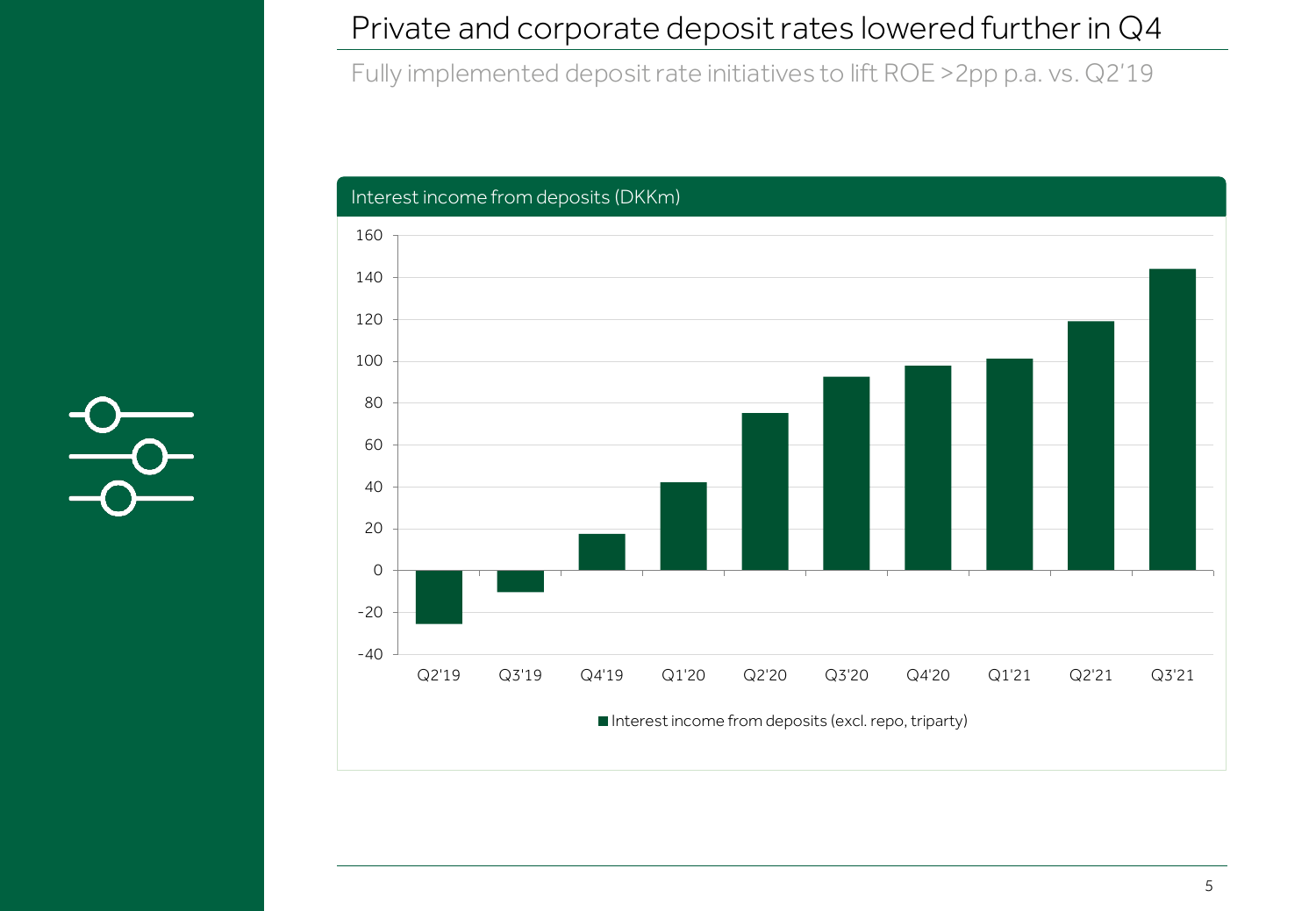# Private and corporate deposit rates lowered further in Q4

Fully implemented deposit rate initiatives to lift ROE >2pp p.a. vs. Q2'19

**Interest income from deposits (DKKm)**

| Quarter | Interest income from deposits (excl. repo, triparty) |
| --- | --- |
| Q2'19 | -25 |
| Q3'19 | -10 |
| Q4'19 | 17 |
| Q1'20 | 42 |
| Q2'20 | 75 |
| Q3'20 | 92 |
| Q4'20 | 98 |
| Q1'21 | 101 |
| Q2'21 | 119 |
| Q3'21 | 144 |

■ Interest income from deposits (excl. repo, triparty)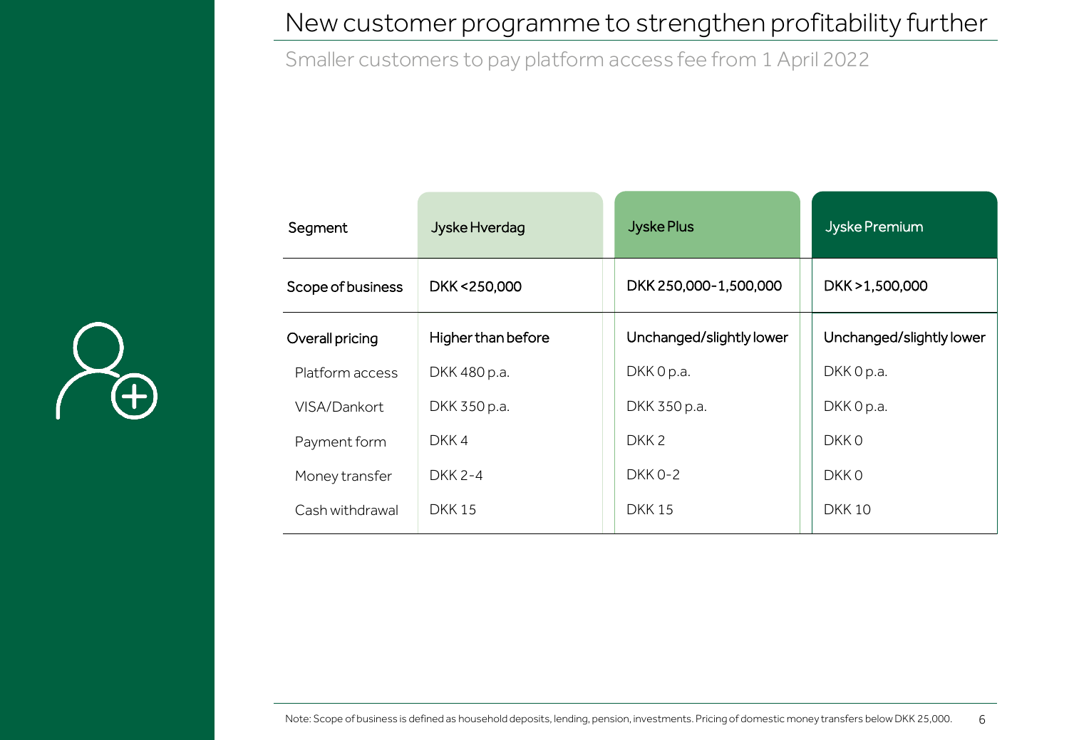# New customer programme to strengthen profitability further

Smaller customers to pay platform access fee from 1 April 2022

| Segment | Jyske Hverdag | Jyske Plus | Jyske Premium |
|---|---|---|---|
| Scope of business | DKK <250,000 | DKK 250,000-1,500,000 | DKK >1,500,000 |
| Overall pricing | Higher than before | Unchanged/slightly lower | Unchanged/slightly lower |
| Platform access | DKK 480 p.a. | DKK 0 p.a. | DKK 0 p.a. |
| VISA/Dankort | DKK 350 p.a. | DKK 350 p.a. | DKK 0 p.a. |
| Payment form | DKK 4 | DKK 2 | DKK 0 |
| Money transfer | DKK 2-4 | DKK 0-2 | DKK 0 |
| Cash withdrawal | DKK 15 | DKK 15 | DKK 10 |

Note: Scope of business is defined as household deposits, lending, pension, investments. Pricing of domestic money transfers below DKK 25,000.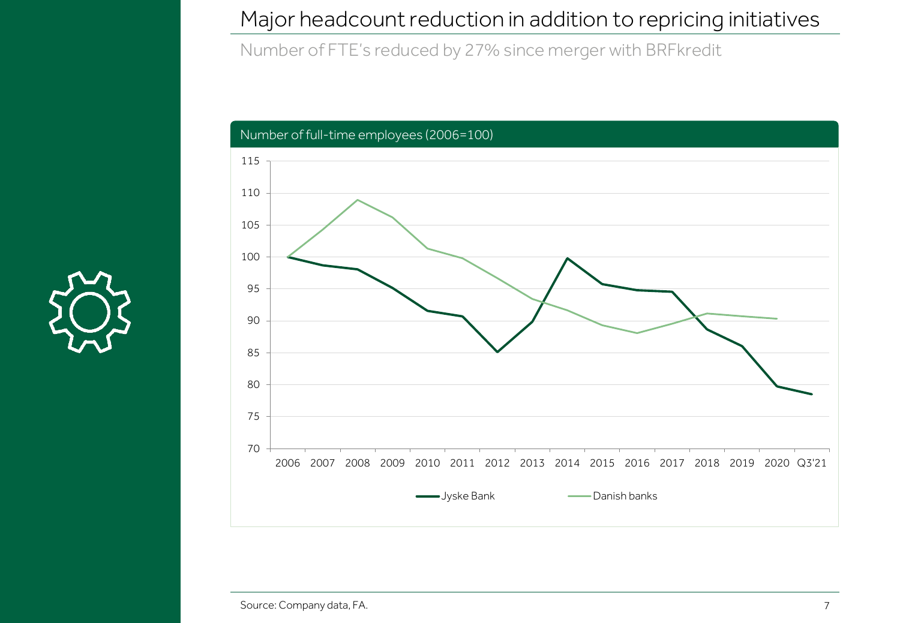# Major headcount reduction in addition to repricing initiatives

Number of FTE's reduced by 27% since merger with BRFkredit

Number of full-time employees (2006=100)

115
110
105
100
95
90
85
80
75
70

2006 2007 2008 2009 2010 2011 2012 2013 2014 2015 2016 2017 2018 2019 2020 Q3'21

Jyske Bank — Danish banks

Source: Company data, FA.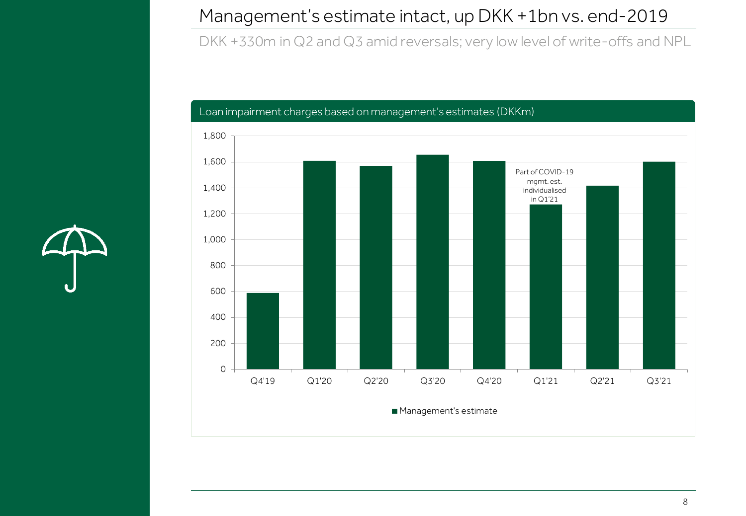# Management's estimate intact, up DKK +1bn vs. end-2019

DKK +330m in Q2 and Q3 amid reversals; very low level of write-offs and NPL

Loan impairment charges based on management's estimates (DKKm)

| Quarter | Management's estimate |
|---|---|
| Q4'19 | ~590 |
| Q1'20 | ~1,610 |
| Q2'20 | ~1,570 |
| Q3'20 | ~1,655 |
| Q4'20 | ~1,610 |
| Q1'21 | ~1,270 |
| Q2'21 | ~1,415 |
| Q3'21 | ~1,600 |

Part of COVID-19 mgmt. est. individualised in Q1'21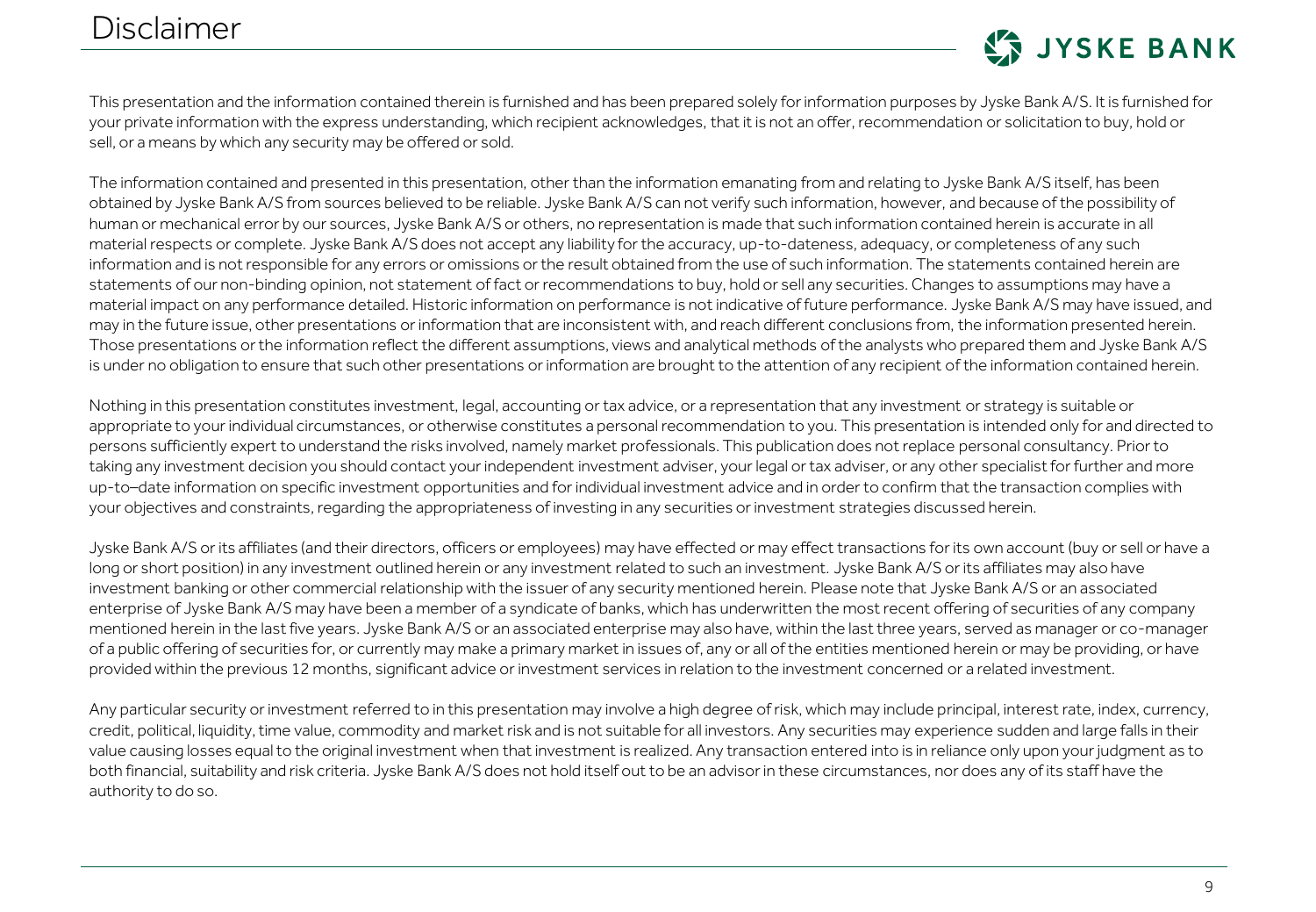# Disclaimer

This presentation and the information contained therein is furnished and has been prepared solely for information purposes by Jyske Bank A/S. It is furnished for your private information with the express understanding, which recipient acknowledges, that it is not an offer, recommendation or solicitation to buy, hold or sell, or a means by which any security may be offered or sold.

The information contained and presented in this presentation, other than the information emanating from and relating to Jyske Bank A/S itself, has been obtained by Jyske Bank A/S from sources believed to be reliable. Jyske Bank A/S can not verify such information, however, and because of the possibility of human or mechanical error by our sources, Jyske Bank A/S or others, no representation is made that such information contained herein is accurate in all material respects or complete. Jyske Bank A/S does not accept any liability for the accuracy, up-to-dateness, adequacy, or completeness of any such information and is not responsible for any errors or omissions or the result obtained from the use of such information. The statements contained herein are statements of our non-binding opinion, not statement of fact or recommendations to buy, hold or sell any securities. Changes to assumptions may have a material impact on any performance detailed. Historic information on performance is not indicative of future performance. Jyske Bank A/S may have issued, and may in the future issue, other presentations or information that are inconsistent with, and reach different conclusions from, the information presented herein. Those presentations or the information reflect the different assumptions, views and analytical methods of the analysts who prepared them and Jyske Bank A/S is under no obligation to ensure that such other presentations or information are brought to the attention of any recipient of the information contained herein.

Nothing in this presentation constitutes investment, legal, accounting or tax advice, or a representation that any investment or strategy is suitable or appropriate to your individual circumstances, or otherwise constitutes a personal recommendation to you. This presentation is intended only for and directed to persons sufficiently expert to understand the risks involved, namely market professionals. This publication does not replace personal consultancy. Prior to taking any investment decision you should contact your independent investment adviser, your legal or tax adviser, or any other specialist for further and more up-to–date information on specific investment opportunities and for individual investment advice and in order to confirm that the transaction complies with your objectives and constraints, regarding the appropriateness of investing in any securities or investment strategies discussed herein.

Jyske Bank A/S or its affiliates (and their directors, officers or employees) may have effected or may effect transactions for its own account (buy or sell or have a long or short position) in any investment outlined herein or any investment related to such an investment. Jyske Bank A/S or its affiliates may also have investment banking or other commercial relationship with the issuer of any security mentioned herein. Please note that Jyske Bank A/S or an associated enterprise of Jyske Bank A/S may have been a member of a syndicate of banks, which has underwritten the most recent offering of securities of any company mentioned herein in the last five years. Jyske Bank A/S or an associated enterprise may also have, within the last three years, served as manager or co-manager of a public offering of securities for, or currently may make a primary market in issues of, any or all of the entities mentioned herein or may be providing, or have provided within the previous 12 months, significant advice or investment services in relation to the investment concerned or a related investment.

Any particular security or investment referred to in this presentation may involve a high degree of risk, which may include principal, interest rate, index, currency, credit, political, liquidity, time value, commodity and market risk and is not suitable for all investors. Any securities may experience sudden and large falls in their value causing losses equal to the original investment when that investment is realized. Any transaction entered into is in reliance only upon your judgment as to both financial, suitability and risk criteria. Jyske Bank A/S does not hold itself out to be an advisor in these circumstances, nor does any of its staff have the authority to do so.